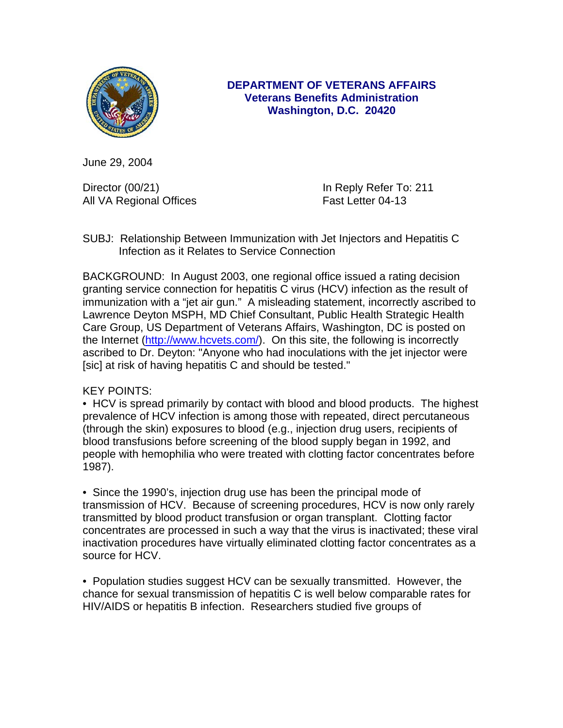**DEPARTMENT OF VETERANS AFFAIRS**
**Veterans Benefits Administration**
**Washington, D.C. 20420**

June 29, 2004

Director (00/21)
All VA Regional Offices

In Reply Refer To: 211
Fast Letter 04-13

SUBJ: Relationship Between Immunization with Jet Injectors and Hepatitis C Infection as it Relates to Service Connection

BACKGROUND: In August 2003, one regional office issued a rating decision granting service connection for hepatitis C virus (HCV) infection as the result of immunization with a "jet air gun." A misleading statement, incorrectly ascribed to Lawrence Deyton MSPH, MD Chief Consultant, Public Health Strategic Health Care Group, US Department of Veterans Affairs, Washington, DC is posted on the Internet (http://www.hcvets.com/). On this site, the following is incorrectly ascribed to Dr. Deyton: "Anyone who had inoculations with the jet injector were [sic] at risk of having hepatitis C and should be tested."

KEY POINTS:

• HCV is spread primarily by contact with blood and blood products. The highest prevalence of HCV infection is among those with repeated, direct percutaneous (through the skin) exposures to blood (e.g., injection drug users, recipients of blood transfusions before screening of the blood supply began in 1992, and people with hemophilia who were treated with clotting factor concentrates before 1987).

• Since the 1990's, injection drug use has been the principal mode of transmission of HCV. Because of screening procedures, HCV is now only rarely transmitted by blood product transfusion or organ transplant. Clotting factor concentrates are processed in such a way that the virus is inactivated; these viral inactivation procedures have virtually eliminated clotting factor concentrates as a source for HCV.

• Population studies suggest HCV can be sexually transmitted. However, the chance for sexual transmission of hepatitis C is well below comparable rates for HIV/AIDS or hepatitis B infection. Researchers studied five groups of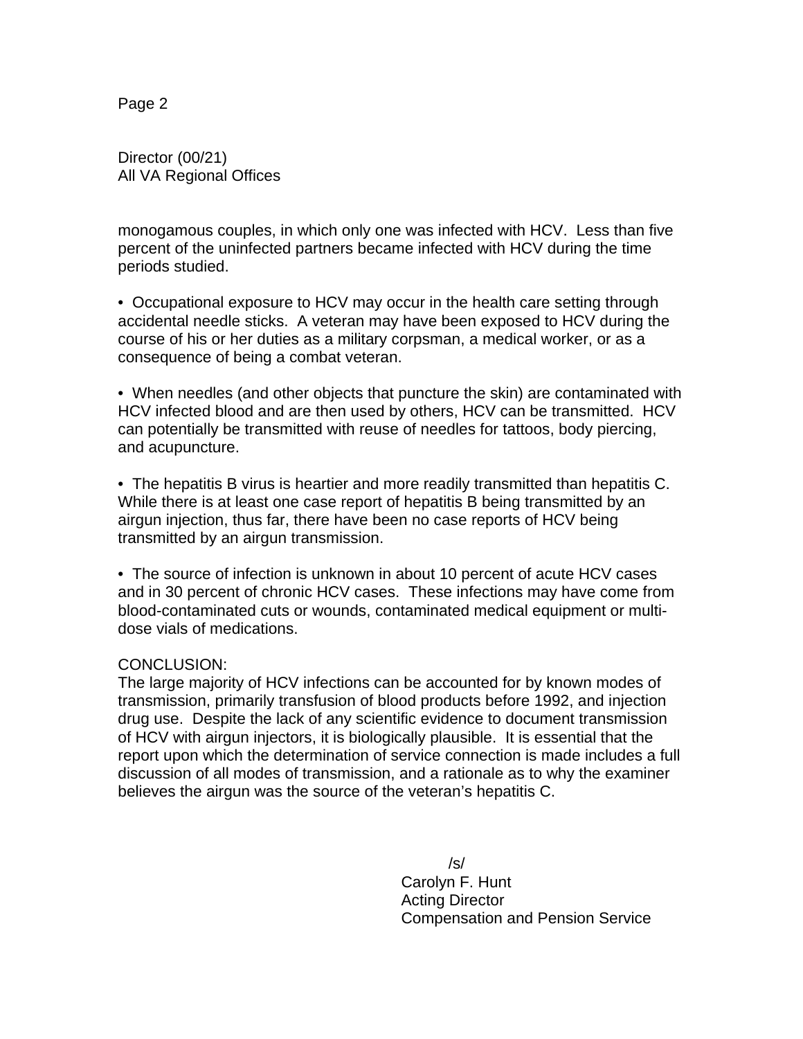Director (00/21)
All VA Regional Offices

monogamous couples, in which only one was infected with HCV. Less than five percent of the uninfected partners became infected with HCV during the time periods studied.

- Occupational exposure to HCV may occur in the health care setting through accidental needle sticks. A veteran may have been exposed to HCV during the course of his or her duties as a military corpsman, a medical worker, or as a consequence of being a combat veteran.

- When needles (and other objects that puncture the skin) are contaminated with HCV infected blood and are then used by others, HCV can be transmitted. HCV can potentially be transmitted with reuse of needles for tattoos, body piercing, and acupuncture.

- The hepatitis B virus is heartier and more readily transmitted than hepatitis C. While there is at least one case report of hepatitis B being transmitted by an airgun injection, thus far, there have been no case reports of HCV being transmitted by an airgun transmission.

- The source of infection is unknown in about 10 percent of acute HCV cases and in 30 percent of chronic HCV cases. These infections may have come from blood-contaminated cuts or wounds, contaminated medical equipment or multi-dose vials of medications.

CONCLUSION:
The large majority of HCV infections can be accounted for by known modes of transmission, primarily transfusion of blood products before 1992, and injection drug use. Despite the lack of any scientific evidence to document transmission of HCV with airgun injectors, it is biologically plausible. It is essential that the report upon which the determination of service connection is made includes a full discussion of all modes of transmission, and a rationale as to why the examiner believes the airgun was the source of the veteran's hepatitis C.

/s/
Carolyn F. Hunt
Acting Director
Compensation and Pension Service